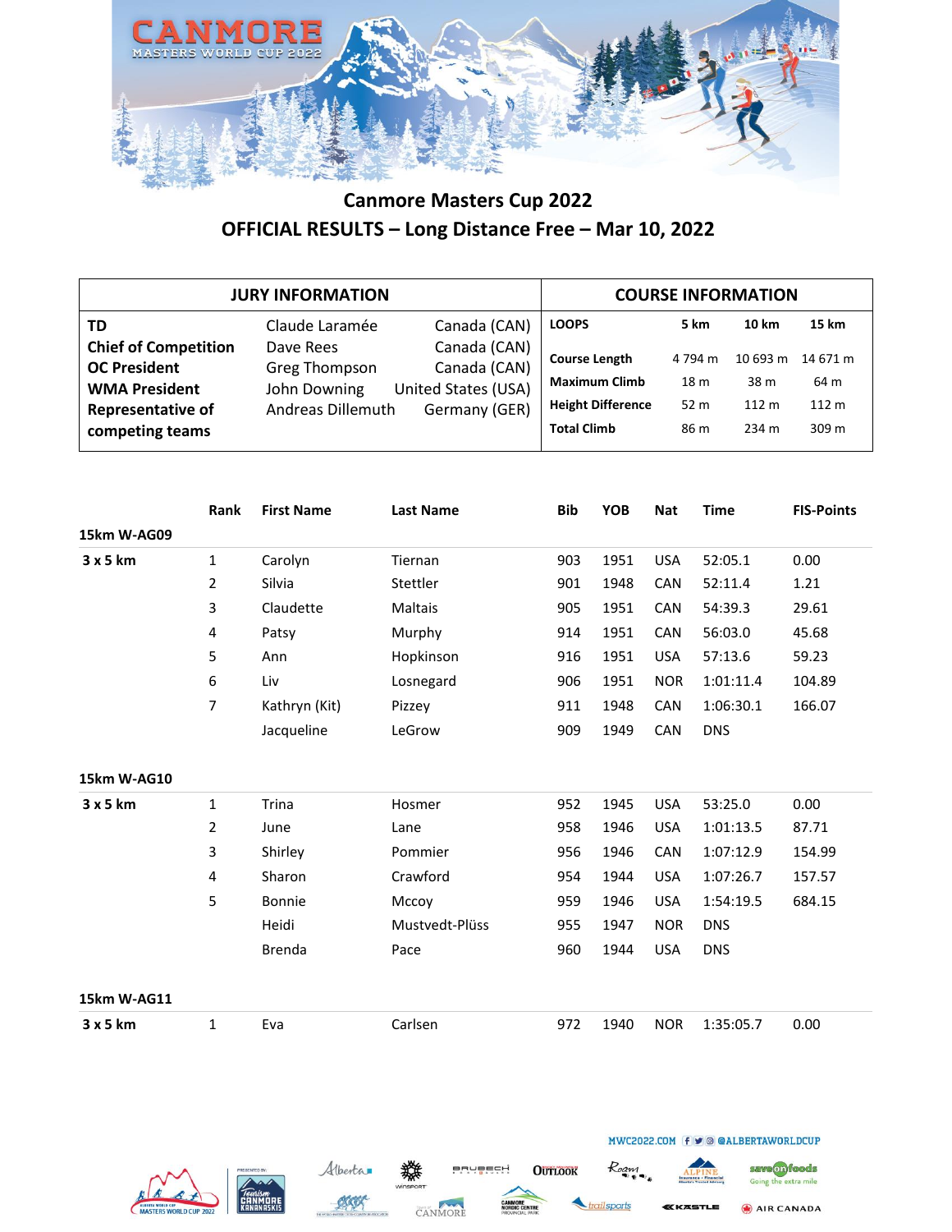# Canmore Masters Cup 2022

## OFFICIAL RESULTS – Long Distance Free – Mar 10, 2022

| JURY INFORMATION | | |
|---|---|---|
| **TD** | Claude Laramée | Canada (CAN) |
| **Chief of Competition** | Dave Rees | Canada (CAN) |
| **OC President** | Greg Thompson | Canada (CAN) |
| **WMA President** | John Downing | United States (USA) |
| **Representative of competing teams** | Andreas Dillemuth | Germany (GER) |

| COURSE INFORMATION | | | |
|---|---|---|---|
| **LOOPS** | **5 km** | **10 km** | **15 km** |
| **Course Length** | 4 794 m | 10 693 m | 14 671 m |
| **Maximum Climb** | 18 m | 38 m | 64 m |
| **Height Difference** | 52 m | 112 m | 112 m |
| **Total Climb** | 86 m | 234 m | 309 m |

| | Rank | First Name | Last Name | Bib | YOB | Nat | Time | FIS-Points |
|---|---|---|---|---|---|---|---|---|
| **15km W-AG09** | | | | | | | | |
| **3 x 5 km** | 1 | Carolyn | Tiernan | 903 | 1951 | USA | 52:05.1 | 0.00 |
| | 2 | Silvia | Stettler | 901 | 1948 | CAN | 52:11.4 | 1.21 |
| | 3 | Claudette | Maltais | 905 | 1951 | CAN | 54:39.3 | 29.61 |
| | 4 | Patsy | Murphy | 914 | 1951 | CAN | 56:03.0 | 45.68 |
| | 5 | Ann | Hopkinson | 916 | 1951 | USA | 57:13.6 | 59.23 |
| | 6 | Liv | Losnegard | 906 | 1951 | NOR | 1:01:11.4 | 104.89 |
| | 7 | Kathryn (Kit) | Pizzey | 911 | 1948 | CAN | 1:06:30.1 | 166.07 |
| | | Jacqueline | LeGrow | 909 | 1949 | CAN | DNS | |
| **15km W-AG10** | | | | | | | | |
| **3 x 5 km** | 1 | Trina | Hosmer | 952 | 1945 | USA | 53:25.0 | 0.00 |
| | 2 | June | Lane | 958 | 1946 | USA | 1:01:13.5 | 87.71 |
| | 3 | Shirley | Pommier | 956 | 1946 | CAN | 1:07:12.9 | 154.99 |
| | 4 | Sharon | Crawford | 954 | 1944 | USA | 1:07:26.7 | 157.57 |
| | 5 | Bonnie | Mccoy | 959 | 1946 | USA | 1:54:19.5 | 684.15 |
| | | Heidi | Mustvedt-Plüss | 955 | 1947 | NOR | DNS | |
| | | Brenda | Pace | 960 | 1944 | USA | DNS | |
| **15km W-AG11** | | | | | | | | |
| **3 x 5 km** | 1 | Eva | Carlsen | 972 | 1940 | NOR | 1:35:05.7 | 0.00 |

MWC2022.COM @ALBERTAWORLDCUP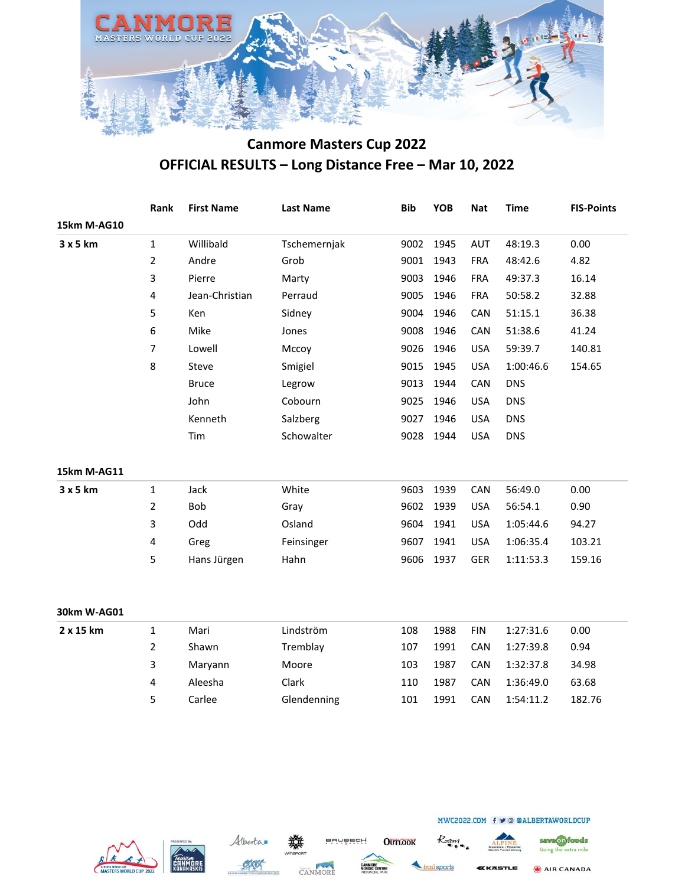## Canmore Masters Cup 2022

## OFFICIAL RESULTS – Long Distance Free – Mar 10, 2022

### 15km M-AG10

| | Rank | First Name | Last Name | Bib | YOB | Nat | Time | FIS-Points |
|---|---|---|---|---|---|---|---|---|
| **3 x 5 km** | 1 | Willibald | Tschemernjak | 9002 | 1945 | AUT | 48:19.3 | 0.00 |
| | 2 | Andre | Grob | 9001 | 1943 | FRA | 48:42.6 | 4.82 |
| | 3 | Pierre | Marty | 9003 | 1946 | FRA | 49:37.3 | 16.14 |
| | 4 | Jean-Christian | Perraud | 9005 | 1946 | FRA | 50:58.2 | 32.88 |
| | 5 | Ken | Sidney | 9004 | 1946 | CAN | 51:15.1 | 36.38 |
| | 6 | Mike | Jones | 9008 | 1946 | CAN | 51:38.6 | 41.24 |
| | 7 | Lowell | Mccoy | 9026 | 1946 | USA | 59:39.7 | 140.81 |
| | 8 | Steve | Smigiel | 9015 | 1945 | USA | 1:00:46.6 | 154.65 |
| | | Bruce | Legrow | 9013 | 1944 | CAN | DNS | |
| | | John | Cobourn | 9025 | 1946 | USA | DNS | |
| | | Kenneth | Salzberg | 9027 | 1946 | USA | DNS | |
| | | Tim | Schowalter | 9028 | 1944 | USA | DNS | |

### 15km M-AG11

| | Rank | First Name | Last Name | Bib | YOB | Nat | Time | FIS-Points |
|---|---|---|---|---|---|---|---|---|
| **3 x 5 km** | 1 | Jack | White | 9603 | 1939 | CAN | 56:49.0 | 0.00 |
| | 2 | Bob | Gray | 9602 | 1939 | USA | 56:54.1 | 0.90 |
| | 3 | Odd | Osland | 9604 | 1941 | USA | 1:05:44.6 | 94.27 |
| | 4 | Greg | Feinsinger | 9607 | 1941 | USA | 1:06:35.4 | 103.21 |
| | 5 | Hans Jürgen | Hahn | 9606 | 1937 | GER | 1:11:53.3 | 159.16 |

### 30km W-AG01

| | Rank | First Name | Last Name | Bib | YOB | Nat | Time | FIS-Points |
|---|---|---|---|---|---|---|---|---|
| **2 x 15 km** | 1 | Mari | Lindström | 108 | 1988 | FIN | 1:27:31.6 | 0.00 |
| | 2 | Shawn | Tremblay | 107 | 1991 | CAN | 1:27:39.8 | 0.94 |
| | 3 | Maryann | Moore | 103 | 1987 | CAN | 1:32:37.8 | 34.98 |
| | 4 | Aleesha | Clark | 110 | 1987 | CAN | 1:36:49.0 | 63.68 |
| | 5 | Carlee | Glendenning | 101 | 1991 | CAN | 1:54:11.2 | 182.76 |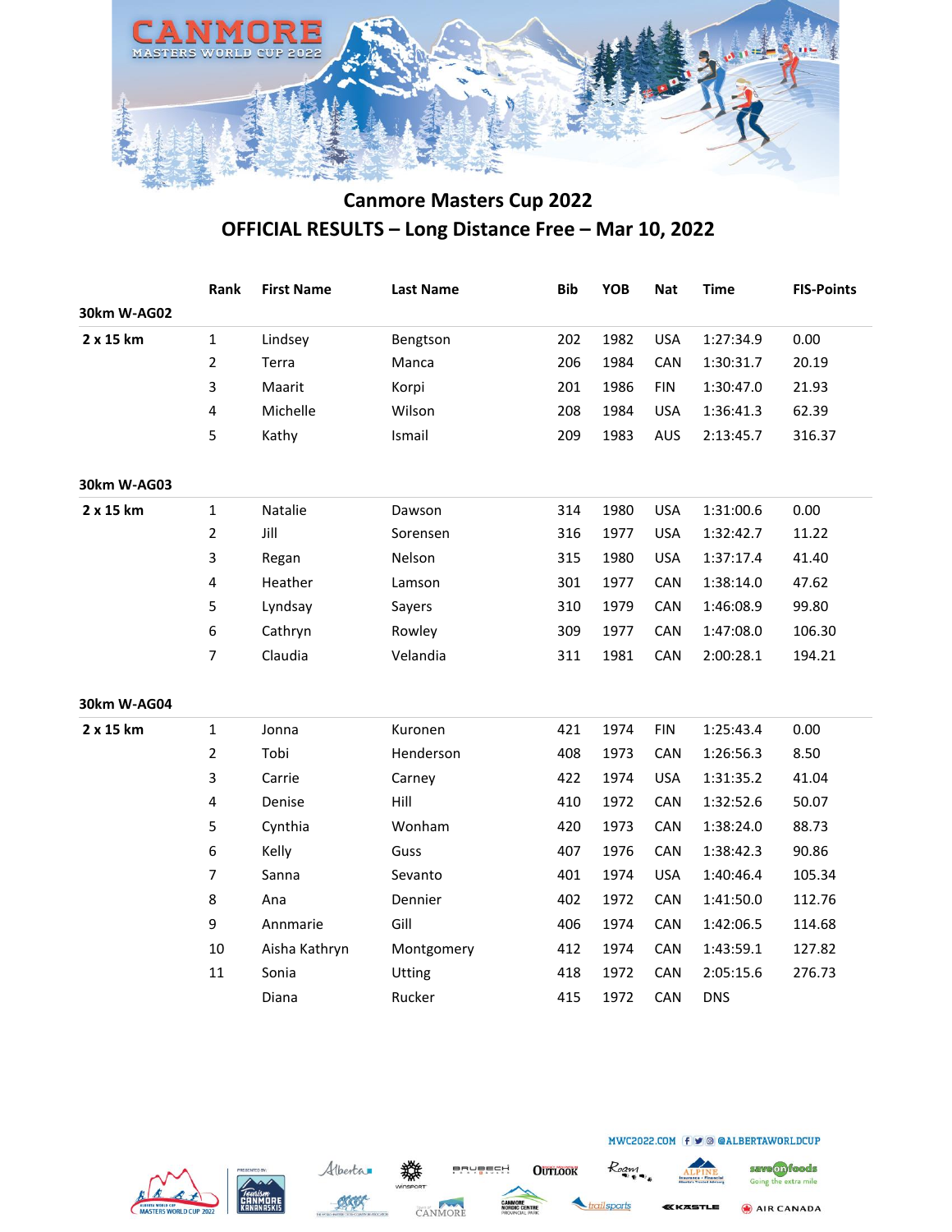# Canmore Masters Cup 2022

## OFFICIAL RESULTS – Long Distance Free – Mar 10, 2022

| | Rank | First Name | Last Name | Bib | YOB | Nat | Time | FIS-Points |
|---|---|---|---|---|---|---|---|---|
| **30km W-AG02** | | | | | | | | |
| **2 x 15 km** | 1 | Lindsey | Bengtson | 202 | 1982 | USA | 1:27:34.9 | 0.00 |
| | 2 | Terra | Manca | 206 | 1984 | CAN | 1:30:31.7 | 20.19 |
| | 3 | Maarit | Korpi | 201 | 1986 | FIN | 1:30:47.0 | 21.93 |
| | 4 | Michelle | Wilson | 208 | 1984 | USA | 1:36:41.3 | 62.39 |
| | 5 | Kathy | Ismail | 209 | 1983 | AUS | 2:13:45.7 | 316.37 |
| **30km W-AG03** | | | | | | | | |
| **2 x 15 km** | 1 | Natalie | Dawson | 314 | 1980 | USA | 1:31:00.6 | 0.00 |
| | 2 | Jill | Sorensen | 316 | 1977 | USA | 1:32:42.7 | 11.22 |
| | 3 | Regan | Nelson | 315 | 1980 | USA | 1:37:17.4 | 41.40 |
| | 4 | Heather | Lamson | 301 | 1977 | CAN | 1:38:14.0 | 47.62 |
| | 5 | Lyndsay | Sayers | 310 | 1979 | CAN | 1:46:08.9 | 99.80 |
| | 6 | Cathryn | Rowley | 309 | 1977 | CAN | 1:47:08.0 | 106.30 |
| | 7 | Claudia | Velandia | 311 | 1981 | CAN | 2:00:28.1 | 194.21 |
| **30km W-AG04** | | | | | | | | |
| **2 x 15 km** | 1 | Jonna | Kuronen | 421 | 1974 | FIN | 1:25:43.4 | 0.00 |
| | 2 | Tobi | Henderson | 408 | 1973 | CAN | 1:26:56.3 | 8.50 |
| | 3 | Carrie | Carney | 422 | 1974 | USA | 1:31:35.2 | 41.04 |
| | 4 | Denise | Hill | 410 | 1972 | CAN | 1:32:52.6 | 50.07 |
| | 5 | Cynthia | Wonham | 420 | 1973 | CAN | 1:38:24.0 | 88.73 |
| | 6 | Kelly | Guss | 407 | 1976 | CAN | 1:38:42.3 | 90.86 |
| | 7 | Sanna | Sevanto | 401 | 1974 | USA | 1:40:46.4 | 105.34 |
| | 8 | Ana | Dennier | 402 | 1972 | CAN | 1:41:50.0 | 112.76 |
| | 9 | Annmarie | Gill | 406 | 1974 | CAN | 1:42:06.5 | 114.68 |
| | 10 | Aisha Kathryn | Montgomery | 412 | 1974 | CAN | 1:43:59.1 | 127.82 |
| | 11 | Sonia | Utting | 418 | 1972 | CAN | 2:05:15.6 | 276.73 |
| | | Diana | Rucker | 415 | 1972 | CAN | DNS | |

MWC2022.COM @ALBERTAWORLDCUP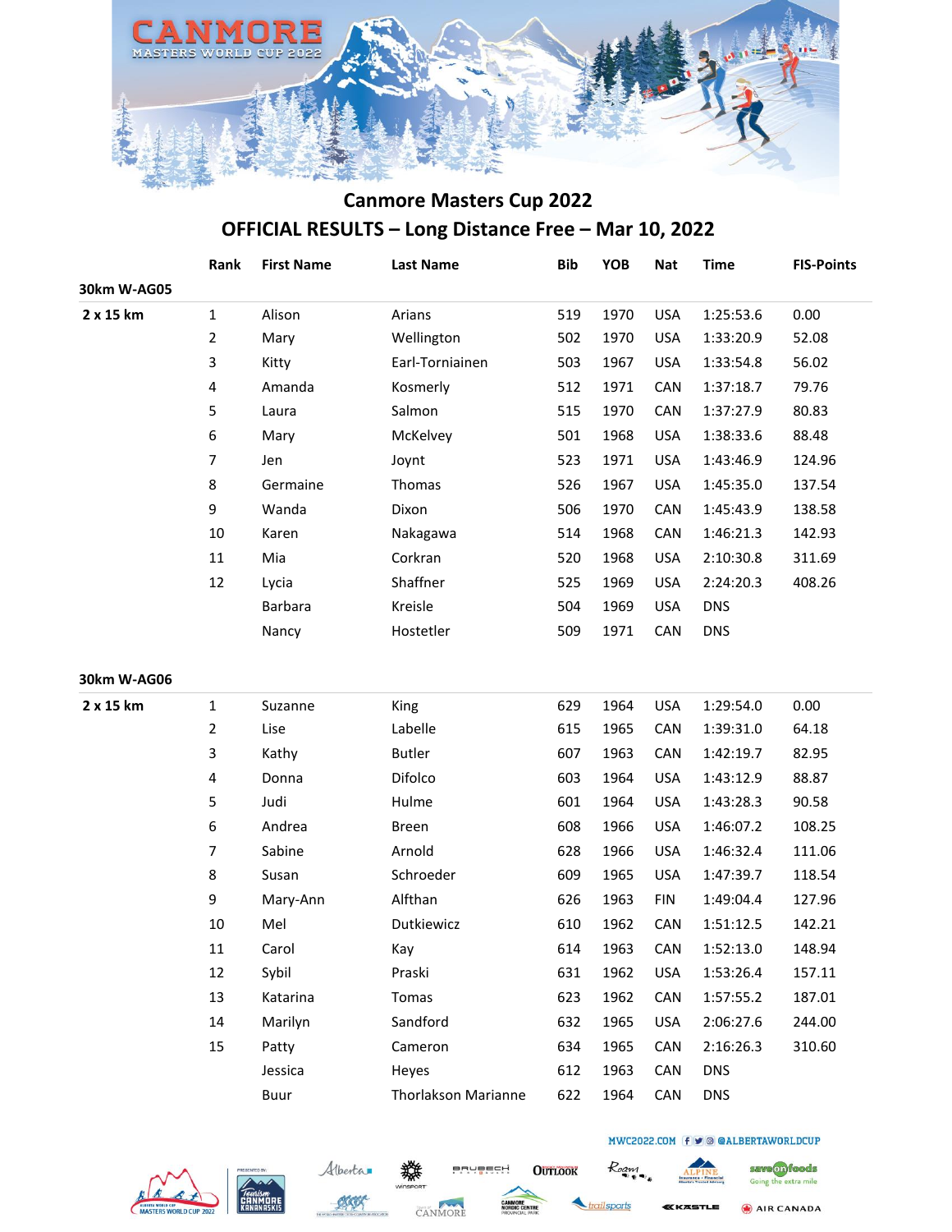# Canmore Masters Cup 2022

## OFFICIAL RESULTS – Long Distance Free – Mar 10, 2022

| | Rank | First Name | Last Name | Bib | YOB | Nat | Time | FIS-Points |
|---|---|---|---|---|---|---|---|---|
| **30km W-AG05** | | | | | | | | |
| **2 x 15 km** | 1 | Alison | Arians | 519 | 1970 | USA | 1:25:53.6 | 0.00 |
| | 2 | Mary | Wellington | 502 | 1970 | USA | 1:33:20.9 | 52.08 |
| | 3 | Kitty | Earl-Torniainen | 503 | 1967 | USA | 1:33:54.8 | 56.02 |
| | 4 | Amanda | Kosmerly | 512 | 1971 | CAN | 1:37:18.7 | 79.76 |
| | 5 | Laura | Salmon | 515 | 1970 | CAN | 1:37:27.9 | 80.83 |
| | 6 | Mary | McKelvey | 501 | 1968 | USA | 1:38:33.6 | 88.48 |
| | 7 | Jen | Joynt | 523 | 1971 | USA | 1:43:46.9 | 124.96 |
| | 8 | Germaine | Thomas | 526 | 1967 | USA | 1:45:35.0 | 137.54 |
| | 9 | Wanda | Dixon | 506 | 1970 | CAN | 1:45:43.9 | 138.58 |
| | 10 | Karen | Nakagawa | 514 | 1968 | CAN | 1:46:21.3 | 142.93 |
| | 11 | Mia | Corkran | 520 | 1968 | USA | 2:10:30.8 | 311.69 |
| | 12 | Lycia | Shaffner | 525 | 1969 | USA | 2:24:20.3 | 408.26 |
| | | Barbara | Kreisle | 504 | 1969 | USA | DNS | |
| | | Nancy | Hostetler | 509 | 1971 | CAN | DNS | |
| **30km W-AG06** | | | | | | | | |
| **2 x 15 km** | 1 | Suzanne | King | 629 | 1964 | USA | 1:29:54.0 | 0.00 |
| | 2 | Lise | Labelle | 615 | 1965 | CAN | 1:39:31.0 | 64.18 |
| | 3 | Kathy | Butler | 607 | 1963 | CAN | 1:42:19.7 | 82.95 |
| | 4 | Donna | Difolco | 603 | 1964 | USA | 1:43:12.9 | 88.87 |
| | 5 | Judi | Hulme | 601 | 1964 | USA | 1:43:28.3 | 90.58 |
| | 6 | Andrea | Breen | 608 | 1966 | USA | 1:46:07.2 | 108.25 |
| | 7 | Sabine | Arnold | 628 | 1966 | USA | 1:46:32.4 | 111.06 |
| | 8 | Susan | Schroeder | 609 | 1965 | USA | 1:47:39.7 | 118.54 |
| | 9 | Mary-Ann | Alfthan | 626 | 1963 | FIN | 1:49:04.4 | 127.96 |
| | 10 | Mel | Dutkiewicz | 610 | 1962 | CAN | 1:51:12.5 | 142.21 |
| | 11 | Carol | Kay | 614 | 1963 | CAN | 1:52:13.0 | 148.94 |
| | 12 | Sybil | Praski | 631 | 1962 | USA | 1:53:26.4 | 157.11 |
| | 13 | Katarina | Tomas | 623 | 1962 | CAN | 1:57:55.2 | 187.01 |
| | 14 | Marilyn | Sandford | 632 | 1965 | USA | 2:06:27.6 | 244.00 |
| | 15 | Patty | Cameron | 634 | 1965 | CAN | 2:16:26.3 | 310.60 |
| | | Jessica | Heyes | 612 | 1963 | CAN | DNS | |
| | | Buur | Thorlakson Marianne | 622 | 1964 | CAN | DNS | |

MWC2022.COM @ALBERTAWORLDCUP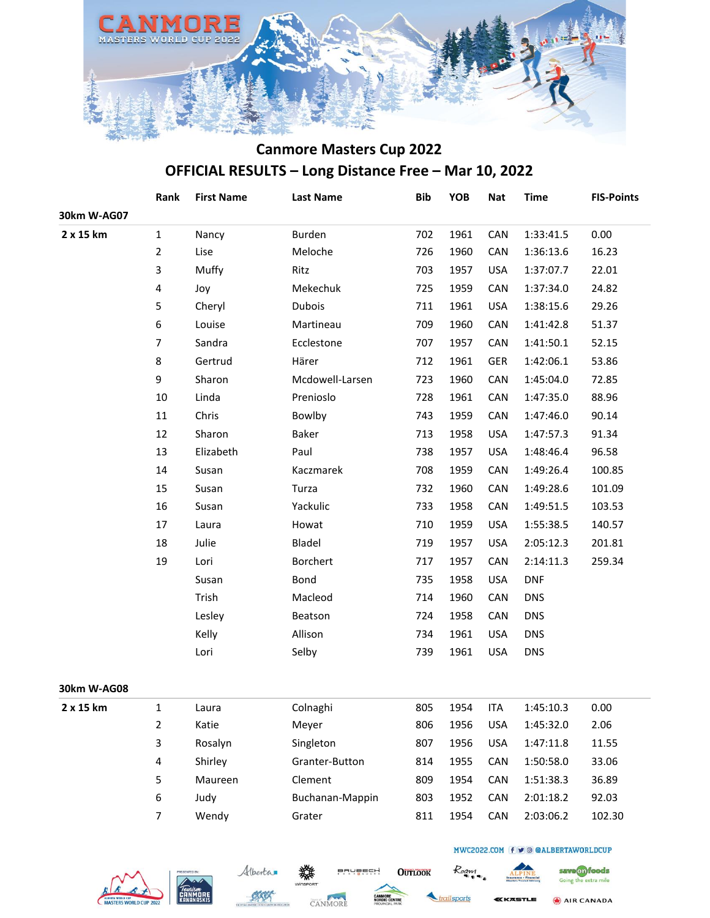# Canmore Masters Cup 2022

## OFFICIAL RESULTS – Long Distance Free – Mar 10, 2022

| | Rank | First Name | Last Name | Bib | YOB | Nat | Time | FIS-Points |
|---|---|---|---|---|---|---|---|---|
| **30km W-AG07** | | | | | | | | |
| **2 x 15 km** | 1 | Nancy | Burden | 702 | 1961 | CAN | 1:33:41.5 | 0.00 |
| | 2 | Lise | Meloche | 726 | 1960 | CAN | 1:36:13.6 | 16.23 |
| | 3 | Muffy | Ritz | 703 | 1957 | USA | 1:37:07.7 | 22.01 |
| | 4 | Joy | Mekechuk | 725 | 1959 | CAN | 1:37:34.0 | 24.82 |
| | 5 | Cheryl | Dubois | 711 | 1961 | USA | 1:38:15.6 | 29.26 |
| | 6 | Louise | Martineau | 709 | 1960 | CAN | 1:41:42.8 | 51.37 |
| | 7 | Sandra | Ecclestone | 707 | 1957 | CAN | 1:41:50.1 | 52.15 |
| | 8 | Gertrud | Härer | 712 | 1961 | GER | 1:42:06.1 | 53.86 |
| | 9 | Sharon | Mcdowell-Larsen | 723 | 1960 | CAN | 1:45:04.0 | 72.85 |
| | 10 | Linda | Prenioslo | 728 | 1961 | CAN | 1:47:35.0 | 88.96 |
| | 11 | Chris | Bowlby | 743 | 1959 | CAN | 1:47:46.0 | 90.14 |
| | 12 | Sharon | Baker | 713 | 1958 | USA | 1:47:57.3 | 91.34 |
| | 13 | Elizabeth | Paul | 738 | 1957 | USA | 1:48:46.4 | 96.58 |
| | 14 | Susan | Kaczmarek | 708 | 1959 | CAN | 1:49:26.4 | 100.85 |
| | 15 | Susan | Turza | 732 | 1960 | CAN | 1:49:28.6 | 101.09 |
| | 16 | Susan | Yackulic | 733 | 1958 | CAN | 1:49:51.5 | 103.53 |
| | 17 | Laura | Howat | 710 | 1959 | USA | 1:55:38.5 | 140.57 |
| | 18 | Julie | Bladel | 719 | 1957 | USA | 2:05:12.3 | 201.81 |
| | 19 | Lori | Borchert | 717 | 1957 | CAN | 2:14:11.3 | 259.34 |
| | | Susan | Bond | 735 | 1958 | USA | DNF | |
| | | Trish | Macleod | 714 | 1960 | CAN | DNS | |
| | | Lesley | Beatson | 724 | 1958 | CAN | DNS | |
| | | Kelly | Allison | 734 | 1961 | USA | DNS | |
| | | Lori | Selby | 739 | 1961 | USA | DNS | |
| **30km W-AG08** | | | | | | | | |
| **2 x 15 km** | 1 | Laura | Colnaghi | 805 | 1954 | ITA | 1:45:10.3 | 0.00 |
| | 2 | Katie | Meyer | 806 | 1956 | USA | 1:45:32.0 | 2.06 |
| | 3 | Rosalyn | Singleton | 807 | 1956 | USA | 1:47:11.8 | 11.55 |
| | 4 | Shirley | Granter-Button | 814 | 1955 | CAN | 1:50:58.0 | 33.06 |
| | 5 | Maureen | Clement | 809 | 1954 | CAN | 1:51:38.3 | 36.89 |
| | 6 | Judy | Buchanan-Mappin | 803 | 1952 | CAN | 2:01:18.2 | 92.03 |
| | 7 | Wendy | Grater | 811 | 1954 | CAN | 2:03:06.2 | 102.30 |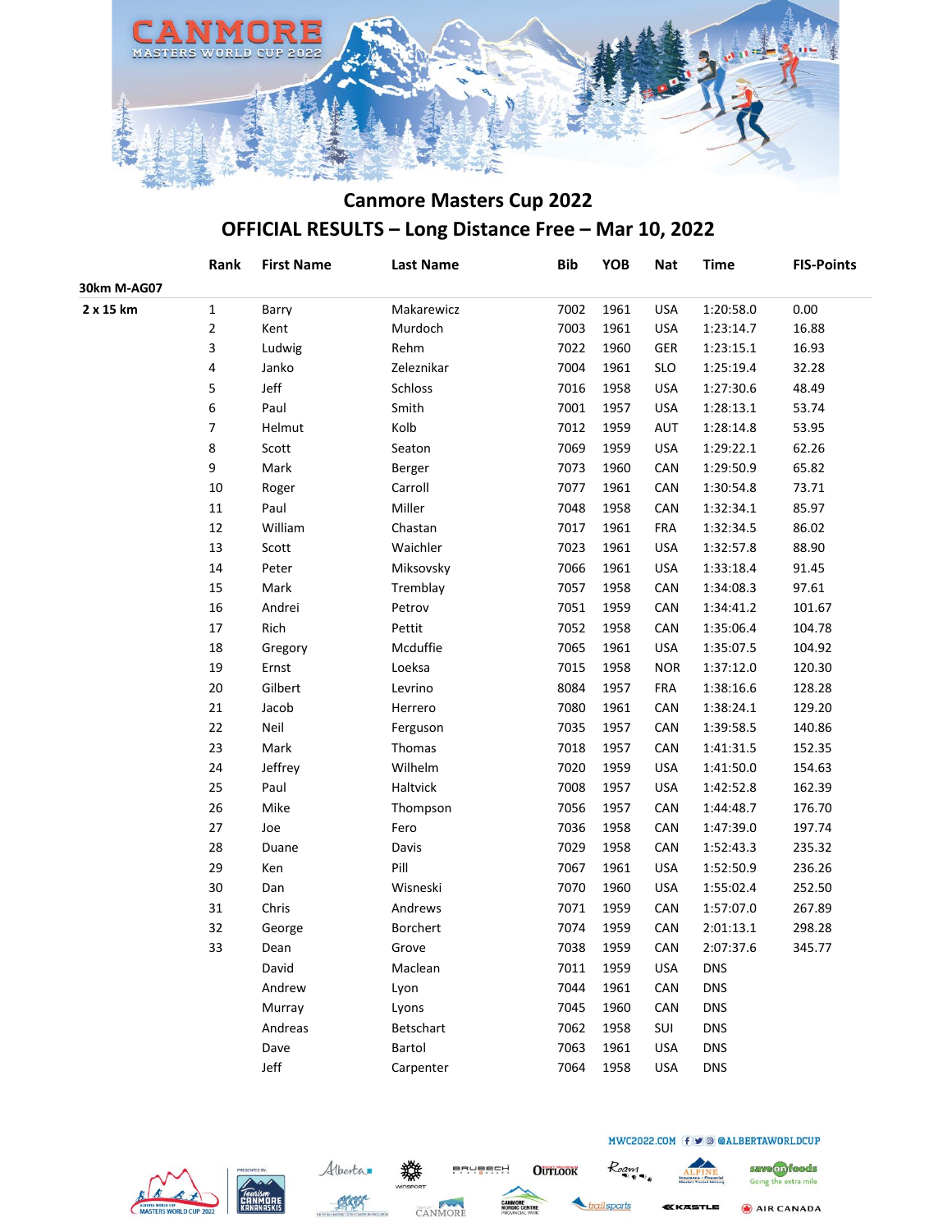# Canmore Masters Cup 2022

## OFFICIAL RESULTS – Long Distance Free – Mar 10, 2022

| | Rank | First Name | Last Name | Bib | YOB | Nat | Time | FIS-Points |
|---|---|---|---|---|---|---|---|---|
| **30km M-AG07** | | | | | | | | |
| **2 x 15 km** | 1 | Barry | Makarewicz | 7002 | 1961 | USA | 1:20:58.0 | 0.00 |
| | 2 | Kent | Murdoch | 7003 | 1961 | USA | 1:23:14.7 | 16.88 |
| | 3 | Ludwig | Rehm | 7022 | 1960 | GER | 1:23:15.1 | 16.93 |
| | 4 | Janko | Zeleznikar | 7004 | 1961 | SLO | 1:25:19.4 | 32.28 |
| | 5 | Jeff | Schloss | 7016 | 1958 | USA | 1:27:30.6 | 48.49 |
| | 6 | Paul | Smith | 7001 | 1957 | USA | 1:28:13.1 | 53.74 |
| | 7 | Helmut | Kolb | 7012 | 1959 | AUT | 1:28:14.8 | 53.95 |
| | 8 | Scott | Seaton | 7069 | 1959 | USA | 1:29:22.1 | 62.26 |
| | 9 | Mark | Berger | 7073 | 1960 | CAN | 1:29:50.9 | 65.82 |
| | 10 | Roger | Carroll | 7077 | 1961 | CAN | 1:30:54.8 | 73.71 |
| | 11 | Paul | Miller | 7048 | 1958 | CAN | 1:32:34.1 | 85.97 |
| | 12 | William | Chastan | 7017 | 1961 | FRA | 1:32:34.5 | 86.02 |
| | 13 | Scott | Waichler | 7023 | 1961 | USA | 1:32:57.8 | 88.90 |
| | 14 | Peter | Miksovsky | 7066 | 1961 | USA | 1:33:18.4 | 91.45 |
| | 15 | Mark | Tremblay | 7057 | 1958 | CAN | 1:34:08.3 | 97.61 |
| | 16 | Andrei | Petrov | 7051 | 1959 | CAN | 1:34:41.2 | 101.67 |
| | 17 | Rich | Pettit | 7052 | 1958 | CAN | 1:35:06.4 | 104.78 |
| | 18 | Gregory | Mcduffie | 7065 | 1961 | USA | 1:35:07.5 | 104.92 |
| | 19 | Ernst | Loeksa | 7015 | 1958 | NOR | 1:37:12.0 | 120.30 |
| | 20 | Gilbert | Levrino | 8084 | 1957 | FRA | 1:38:16.6 | 128.28 |
| | 21 | Jacob | Herrero | 7080 | 1961 | CAN | 1:38:24.1 | 129.20 |
| | 22 | Neil | Ferguson | 7035 | 1957 | CAN | 1:39:58.5 | 140.86 |
| | 23 | Mark | Thomas | 7018 | 1957 | CAN | 1:41:31.5 | 152.35 |
| | 24 | Jeffrey | Wilhelm | 7020 | 1959 | USA | 1:41:50.0 | 154.63 |
| | 25 | Paul | Haltvick | 7008 | 1957 | USA | 1:42:52.8 | 162.39 |
| | 26 | Mike | Thompson | 7056 | 1957 | CAN | 1:44:48.7 | 176.70 |
| | 27 | Joe | Fero | 7036 | 1958 | CAN | 1:47:39.0 | 197.74 |
| | 28 | Duane | Davis | 7029 | 1958 | CAN | 1:52:43.3 | 235.32 |
| | 29 | Ken | Pill | 7067 | 1961 | USA | 1:52:50.9 | 236.26 |
| | 30 | Dan | Wisneski | 7070 | 1960 | USA | 1:55:02.4 | 252.50 |
| | 31 | Chris | Andrews | 7071 | 1959 | CAN | 1:57:07.0 | 267.89 |
| | 32 | George | Borchert | 7074 | 1959 | CAN | 2:01:13.1 | 298.28 |
| | 33 | Dean | Grove | 7038 | 1959 | CAN | 2:07:37.6 | 345.77 |
| | | David | Maclean | 7011 | 1959 | USA | DNS | |
| | | Andrew | Lyon | 7044 | 1961 | CAN | DNS | |
| | | Murray | Lyons | 7045 | 1960 | CAN | DNS | |
| | | Andreas | Betschart | 7062 | 1958 | SUI | DNS | |
| | | Dave | Bartol | 7063 | 1961 | USA | DNS | |
| | | Jeff | Carpenter | 7064 | 1958 | USA | DNS | |

MWC2022.COM @ALBERTAWORLDCUP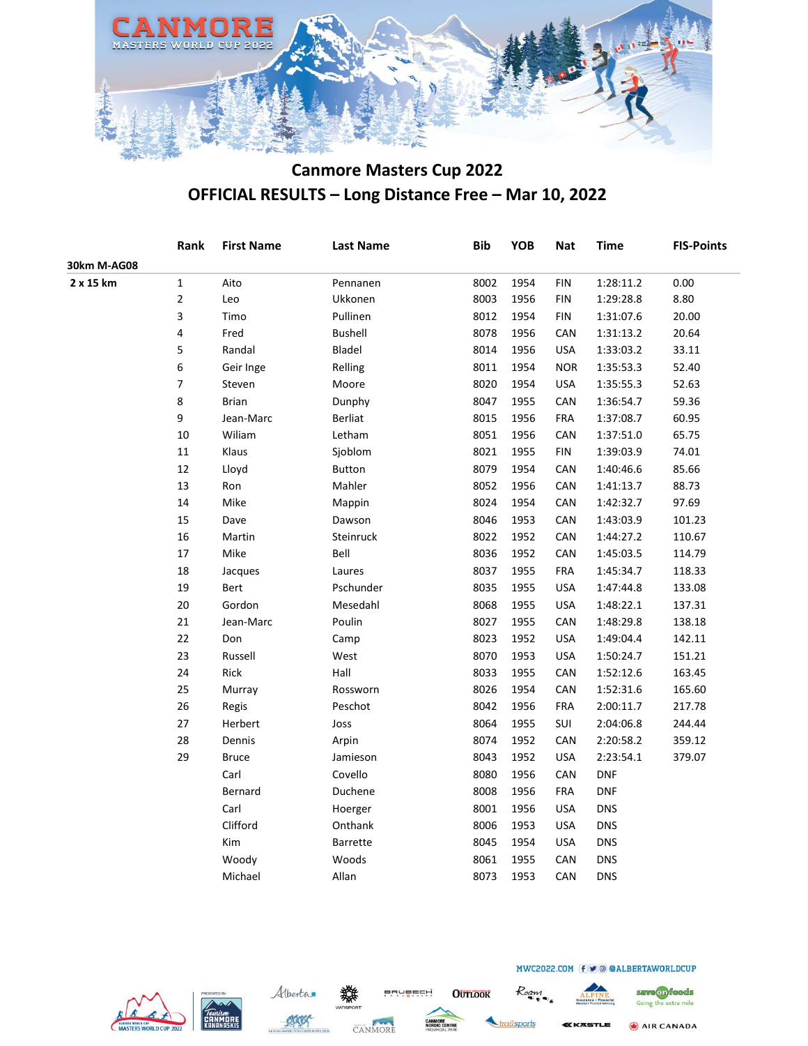## Canmore Masters Cup 2022

## OFFICIAL RESULTS – Long Distance Free – Mar 10, 2022

| | Rank | First Name | Last Name | Bib | YOB | Nat | Time | FIS-Points |
|---|---|---|---|---|---|---|---|---|
| **30km M-AG08** | | | | | | | | |
| **2 x 15 km** | 1 | Aito | Pennanen | 8002 | 1954 | FIN | 1:28:11.2 | 0.00 |
| | 2 | Leo | Ukkonen | 8003 | 1956 | FIN | 1:29:28.8 | 8.80 |
| | 3 | Timo | Pullinen | 8012 | 1954 | FIN | 1:31:07.6 | 20.00 |
| | 4 | Fred | Bushell | 8078 | 1956 | CAN | 1:31:13.2 | 20.64 |
| | 5 | Randal | Bladel | 8014 | 1956 | USA | 1:33:03.2 | 33.11 |
| | 6 | Geir Inge | Relling | 8011 | 1954 | NOR | 1:35:53.3 | 52.40 |
| | 7 | Steven | Moore | 8020 | 1954 | USA | 1:35:55.3 | 52.63 |
| | 8 | Brian | Dunphy | 8047 | 1955 | CAN | 1:36:54.7 | 59.36 |
| | 9 | Jean-Marc | Berliat | 8015 | 1956 | FRA | 1:37:08.7 | 60.95 |
| | 10 | Wiliam | Letham | 8051 | 1956 | CAN | 1:37:51.0 | 65.75 |
| | 11 | Klaus | Sjoblom | 8021 | 1955 | FIN | 1:39:03.9 | 74.01 |
| | 12 | Lloyd | Button | 8079 | 1954 | CAN | 1:40:46.6 | 85.66 |
| | 13 | Ron | Mahler | 8052 | 1956 | CAN | 1:41:13.7 | 88.73 |
| | 14 | Mike | Mappin | 8024 | 1954 | CAN | 1:42:32.7 | 97.69 |
| | 15 | Dave | Dawson | 8046 | 1953 | CAN | 1:43:03.9 | 101.23 |
| | 16 | Martin | Steinruck | 8022 | 1952 | CAN | 1:44:27.2 | 110.67 |
| | 17 | Mike | Bell | 8036 | 1952 | CAN | 1:45:03.5 | 114.79 |
| | 18 | Jacques | Laures | 8037 | 1955 | FRA | 1:45:34.7 | 118.33 |
| | 19 | Bert | Pschunder | 8035 | 1955 | USA | 1:47:44.8 | 133.08 |
| | 20 | Gordon | Mesedahl | 8068 | 1955 | USA | 1:48:22.1 | 137.31 |
| | 21 | Jean-Marc | Poulin | 8027 | 1955 | CAN | 1:48:29.8 | 138.18 |
| | 22 | Don | Camp | 8023 | 1952 | USA | 1:49:04.4 | 142.11 |
| | 23 | Russell | West | 8070 | 1953 | USA | 1:50:24.7 | 151.21 |
| | 24 | Rick | Hall | 8033 | 1955 | CAN | 1:52:12.6 | 163.45 |
| | 25 | Murray | Rossworn | 8026 | 1954 | CAN | 1:52:31.6 | 165.60 |
| | 26 | Regis | Peschot | 8042 | 1956 | FRA | 2:00:11.7 | 217.78 |
| | 27 | Herbert | Joss | 8064 | 1955 | SUI | 2:04:06.8 | 244.44 |
| | 28 | Dennis | Arpin | 8074 | 1952 | CAN | 2:20:58.2 | 359.12 |
| | 29 | Bruce | Jamieson | 8043 | 1952 | USA | 2:23:54.1 | 379.07 |
| | | Carl | Covello | 8080 | 1956 | CAN | DNF | |
| | | Bernard | Duchene | 8008 | 1956 | FRA | DNF | |
| | | Carl | Hoerger | 8001 | 1956 | USA | DNS | |
| | | Clifford | Onthank | 8006 | 1953 | USA | DNS | |
| | | Kim | Barrette | 8045 | 1954 | USA | DNS | |
| | | Woody | Woods | 8061 | 1955 | CAN | DNS | |
| | | Michael | Allan | 8073 | 1953 | CAN | DNS | |

MWC2022.COM @ALBERTAWORLDCUP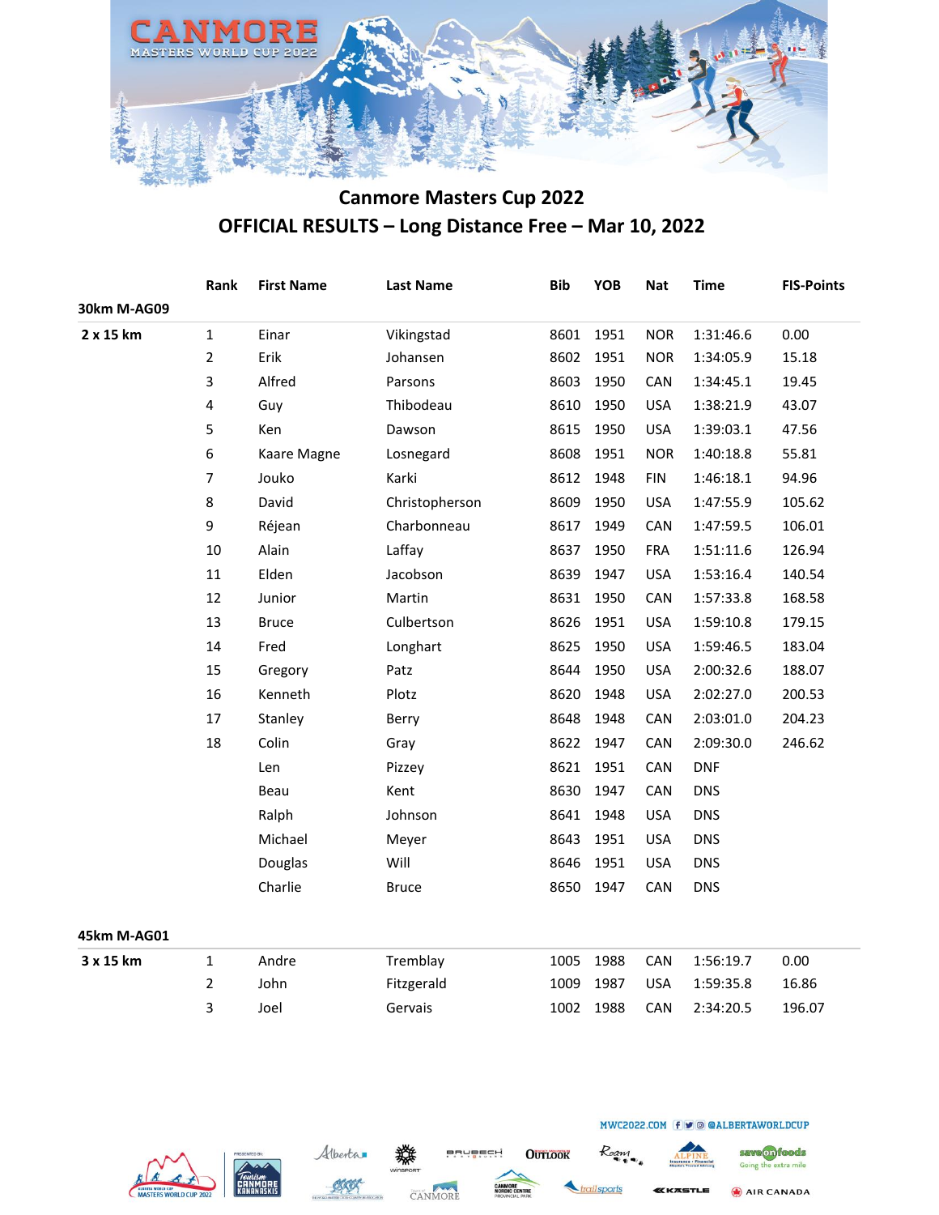## Canmore Masters Cup 2022

## OFFICIAL RESULTS – Long Distance Free – Mar 10, 2022

| | Rank | First Name | Last Name | Bib | YOB | Nat | Time | FIS-Points |
|---|---|---|---|---|---|---|---|---|
| **30km M-AG09** | | | | | | | | |
| **2 x 15 km** | 1 | Einar | Vikingstad | 8601 | 1951 | NOR | 1:31:46.6 | 0.00 |
| | 2 | Erik | Johansen | 8602 | 1951 | NOR | 1:34:05.9 | 15.18 |
| | 3 | Alfred | Parsons | 8603 | 1950 | CAN | 1:34:45.1 | 19.45 |
| | 4 | Guy | Thibodeau | 8610 | 1950 | USA | 1:38:21.9 | 43.07 |
| | 5 | Ken | Dawson | 8615 | 1950 | USA | 1:39:03.1 | 47.56 |
| | 6 | Kaare Magne | Losnegard | 8608 | 1951 | NOR | 1:40:18.8 | 55.81 |
| | 7 | Jouko | Karki | 8612 | 1948 | FIN | 1:46:18.1 | 94.96 |
| | 8 | David | Christopherson | 8609 | 1950 | USA | 1:47:55.9 | 105.62 |
| | 9 | Réjean | Charbonneau | 8617 | 1949 | CAN | 1:47:59.5 | 106.01 |
| | 10 | Alain | Laffay | 8637 | 1950 | FRA | 1:51:11.6 | 126.94 |
| | 11 | Elden | Jacobson | 8639 | 1947 | USA | 1:53:16.4 | 140.54 |
| | 12 | Junior | Martin | 8631 | 1950 | CAN | 1:57:33.8 | 168.58 |
| | 13 | Bruce | Culbertson | 8626 | 1951 | USA | 1:59:10.8 | 179.15 |
| | 14 | Fred | Longhart | 8625 | 1950 | USA | 1:59:46.5 | 183.04 |
| | 15 | Gregory | Patz | 8644 | 1950 | USA | 2:00:32.6 | 188.07 |
| | 16 | Kenneth | Plotz | 8620 | 1948 | USA | 2:02:27.0 | 200.53 |
| | 17 | Stanley | Berry | 8648 | 1948 | CAN | 2:03:01.0 | 204.23 |
| | 18 | Colin | Gray | 8622 | 1947 | CAN | 2:09:30.0 | 246.62 |
| | | Len | Pizzey | 8621 | 1951 | CAN | DNF | |
| | | Beau | Kent | 8630 | 1947 | CAN | DNS | |
| | | Ralph | Johnson | 8641 | 1948 | USA | DNS | |
| | | Michael | Meyer | 8643 | 1951 | USA | DNS | |
| | | Douglas | Will | 8646 | 1951 | USA | DNS | |
| | | Charlie | Bruce | 8650 | 1947 | CAN | DNS | |
| **45km M-AG01** | | | | | | | | |
| **3 x 15 km** | 1 | Andre | Tremblay | 1005 | 1988 | CAN | 1:56:19.7 | 0.00 |
| | 2 | John | Fitzgerald | 1009 | 1987 | USA | 1:59:35.8 | 16.86 |
| | 3 | Joel | Gervais | 1002 | 1988 | CAN | 2:34:20.5 | 196.07 |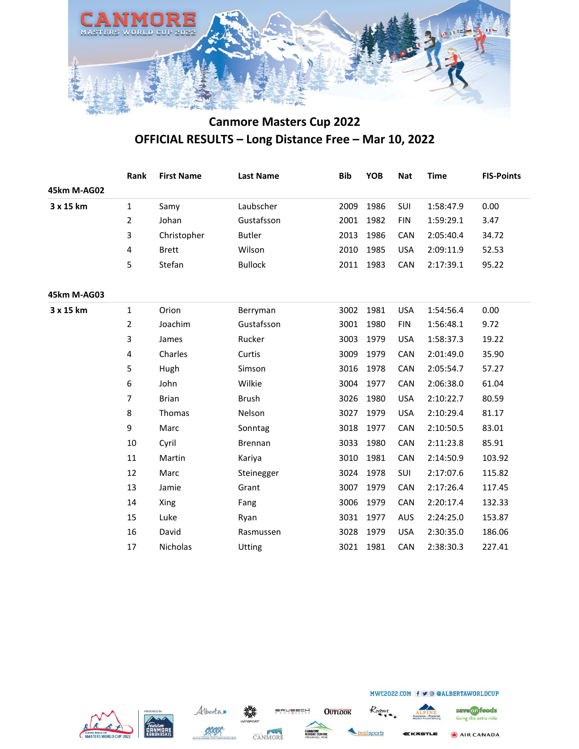## Canmore Masters Cup 2022

## OFFICIAL RESULTS – Long Distance Free – Mar 10, 2022

| | Rank | First Name | Last Name | Bib | YOB | Nat | Time | FIS-Points |
|---|---|---|---|---|---|---|---|---|
| **45km M-AG02** | | | | | | | | |
| **3 x 15 km** | 1 | Samy | Laubscher | 2009 | 1986 | SUI | 1:58:47.9 | 0.00 |
| | 2 | Johan | Gustafsson | 2001 | 1982 | FIN | 1:59:29.1 | 3.47 |
| | 3 | Christopher | Butler | 2013 | 1986 | CAN | 2:05:40.4 | 34.72 |
| | 4 | Brett | Wilson | 2010 | 1985 | USA | 2:09:11.9 | 52.53 |
| | 5 | Stefan | Bullock | 2011 | 1983 | CAN | 2:17:39.1 | 95.22 |
| **45km M-AG03** | | | | | | | | |
| **3 x 15 km** | 1 | Orion | Berryman | 3002 | 1981 | USA | 1:54:56.4 | 0.00 |
| | 2 | Joachim | Gustafsson | 3001 | 1980 | FIN | 1:56:48.1 | 9.72 |
| | 3 | James | Rucker | 3003 | 1979 | USA | 1:58:37.3 | 19.22 |
| | 4 | Charles | Curtis | 3009 | 1979 | CAN | 2:01:49.0 | 35.90 |
| | 5 | Hugh | Simson | 3016 | 1978 | CAN | 2:05:54.7 | 57.27 |
| | 6 | John | Wilkie | 3004 | 1977 | CAN | 2:06:38.0 | 61.04 |
| | 7 | Brian | Brush | 3026 | 1980 | USA | 2:10:22.7 | 80.59 |
| | 8 | Thomas | Nelson | 3027 | 1979 | USA | 2:10:29.4 | 81.17 |
| | 9 | Marc | Sonntag | 3018 | 1977 | CAN | 2:10:50.5 | 83.01 |
| | 10 | Cyril | Brennan | 3033 | 1980 | CAN | 2:11:23.8 | 85.91 |
| | 11 | Martin | Kariya | 3010 | 1981 | CAN | 2:14:50.9 | 103.92 |
| | 12 | Marc | Steinegger | 3024 | 1978 | SUI | 2:17:07.6 | 115.82 |
| | 13 | Jamie | Grant | 3007 | 1979 | CAN | 2:17:26.4 | 117.45 |
| | 14 | Xing | Fang | 3006 | 1979 | CAN | 2:20:17.4 | 132.33 |
| | 15 | Luke | Ryan | 3031 | 1977 | AUS | 2:24:25.0 | 153.87 |
| | 16 | David | Rasmussen | 3028 | 1979 | USA | 2:30:35.0 | 186.06 |
| | 17 | Nicholas | Utting | 3021 | 1981 | CAN | 2:38:30.3 | 227.41 |

MWC2022.COM @ALBERTAWORLDCUP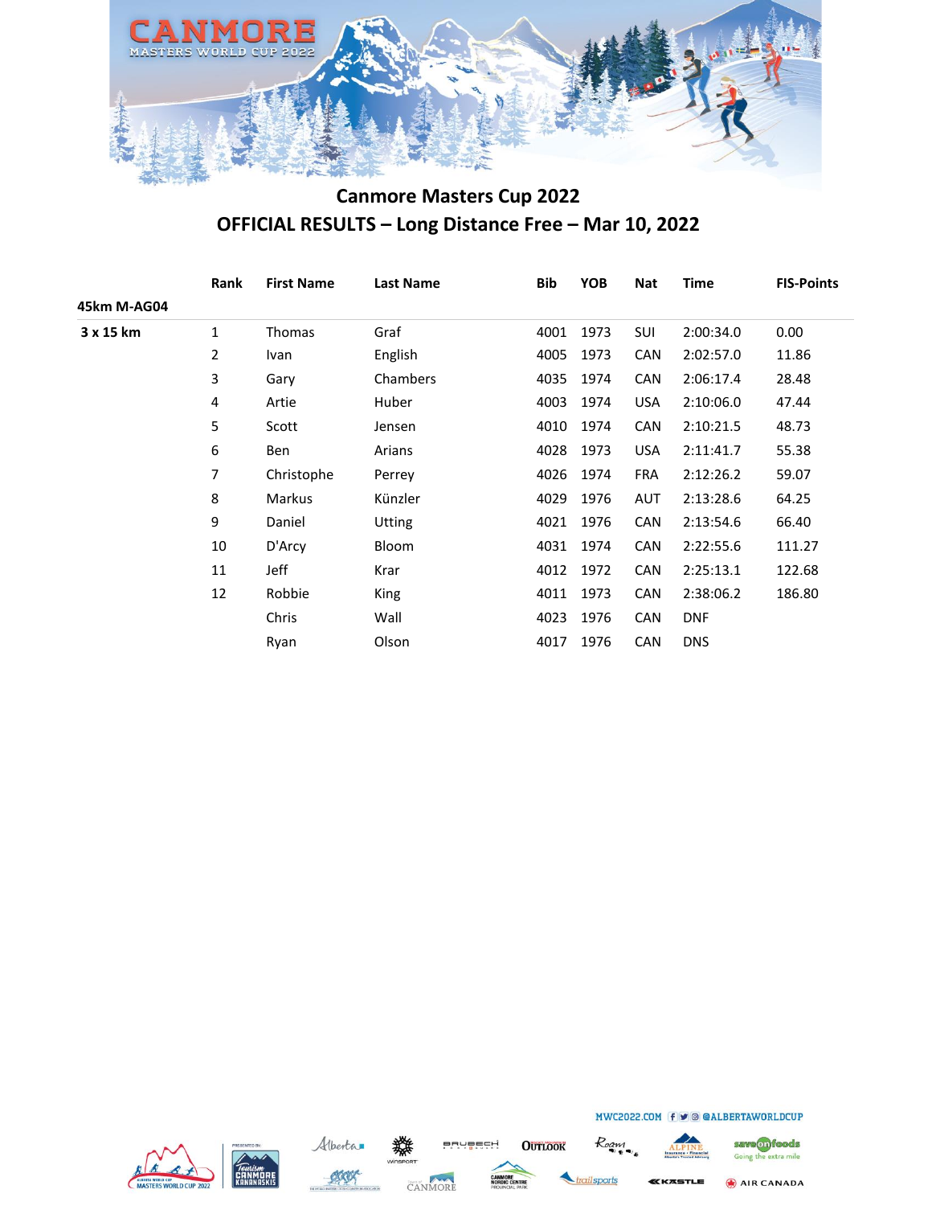# Canmore Masters Cup 2022

## OFFICIAL RESULTS – Long Distance Free – Mar 10, 2022

| | Rank | First Name | Last Name | Bib | YOB | Nat | Time | FIS-Points |
|---|---|---|---|---|---|---|---|---|
| **45km M-AG04** | | | | | | | | |
| **3 x 15 km** | 1 | Thomas | Graf | 4001 | 1973 | SUI | 2:00:34.0 | 0.00 |
| | 2 | Ivan | English | 4005 | 1973 | CAN | 2:02:57.0 | 11.86 |
| | 3 | Gary | Chambers | 4035 | 1974 | CAN | 2:06:17.4 | 28.48 |
| | 4 | Artie | Huber | 4003 | 1974 | USA | 2:10:06.0 | 47.44 |
| | 5 | Scott | Jensen | 4010 | 1974 | CAN | 2:10:21.5 | 48.73 |
| | 6 | Ben | Arians | 4028 | 1973 | USA | 2:11:41.7 | 55.38 |
| | 7 | Christophe | Perrey | 4026 | 1974 | FRA | 2:12:26.2 | 59.07 |
| | 8 | Markus | Künzler | 4029 | 1976 | AUT | 2:13:28.6 | 64.25 |
| | 9 | Daniel | Utting | 4021 | 1976 | CAN | 2:13:54.6 | 66.40 |
| | 10 | D'Arcy | Bloom | 4031 | 1974 | CAN | 2:22:55.6 | 111.27 |
| | 11 | Jeff | Krar | 4012 | 1972 | CAN | 2:25:13.1 | 122.68 |
| | 12 | Robbie | King | 4011 | 1973 | CAN | 2:38:06.2 | 186.80 |
| | | Chris | Wall | 4023 | 1976 | CAN | DNF | |
| | | Ryan | Olson | 4017 | 1976 | CAN | DNS | |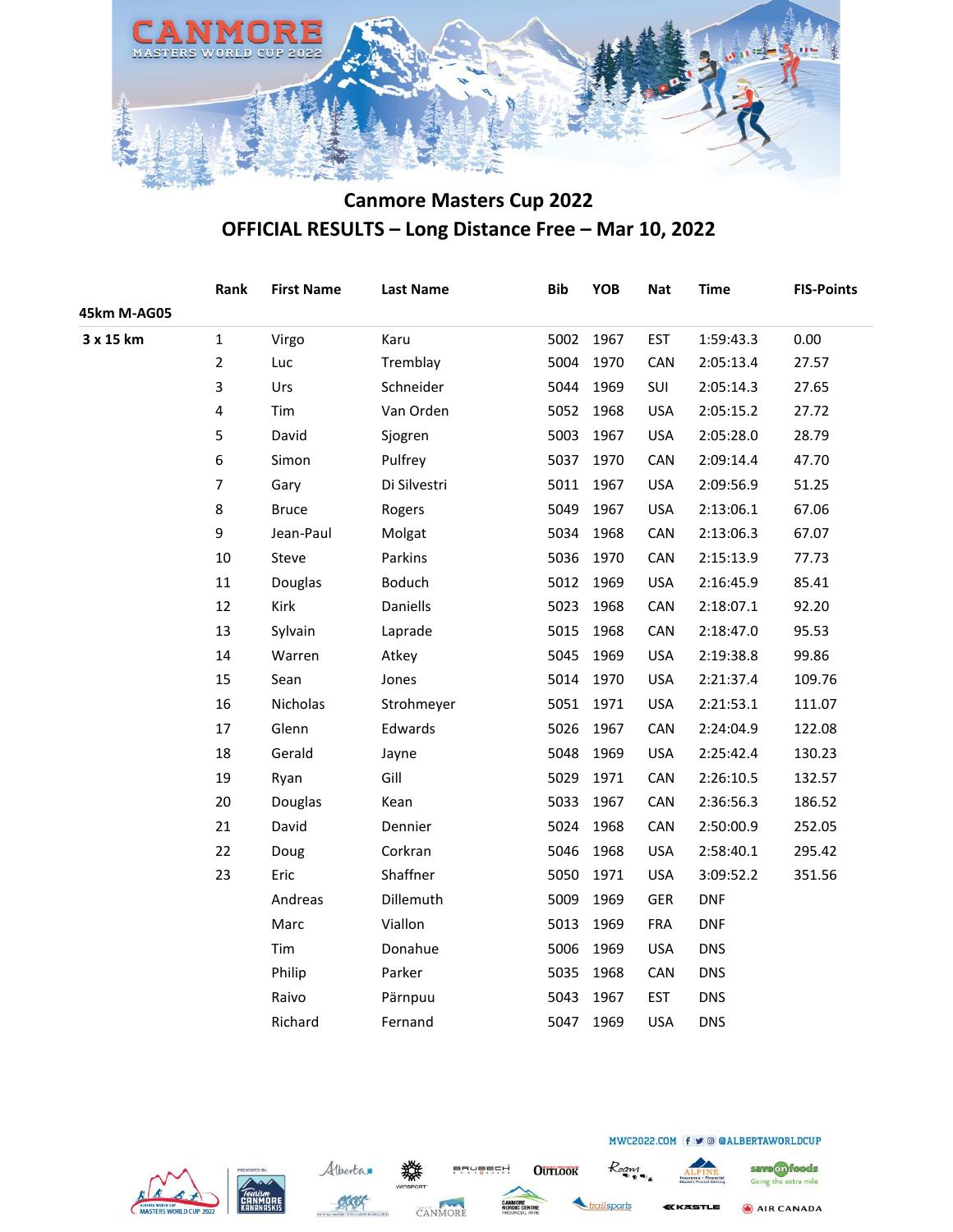# Canmore Masters Cup 2022

## OFFICIAL RESULTS – Long Distance Free – Mar 10, 2022

| | Rank | First Name | Last Name | Bib | YOB | Nat | Time | FIS-Points |
|---|---|---|---|---|---|---|---|---|
| **45km M-AG05** | | | | | | | | |
| **3 x 15 km** | 1 | Virgo | Karu | 5002 | 1967 | EST | 1:59:43.3 | 0.00 |
| | 2 | Luc | Tremblay | 5004 | 1970 | CAN | 2:05:13.4 | 27.57 |
| | 3 | Urs | Schneider | 5044 | 1969 | SUI | 2:05:14.3 | 27.65 |
| | 4 | Tim | Van Orden | 5052 | 1968 | USA | 2:05:15.2 | 27.72 |
| | 5 | David | Sjogren | 5003 | 1967 | USA | 2:05:28.0 | 28.79 |
| | 6 | Simon | Pulfrey | 5037 | 1970 | CAN | 2:09:14.4 | 47.70 |
| | 7 | Gary | Di Silvestri | 5011 | 1967 | USA | 2:09:56.9 | 51.25 |
| | 8 | Bruce | Rogers | 5049 | 1967 | USA | 2:13:06.1 | 67.06 |
| | 9 | Jean-Paul | Molgat | 5034 | 1968 | CAN | 2:13:06.3 | 67.07 |
| | 10 | Steve | Parkins | 5036 | 1970 | CAN | 2:15:13.9 | 77.73 |
| | 11 | Douglas | Boduch | 5012 | 1969 | USA | 2:16:45.9 | 85.41 |
| | 12 | Kirk | Daniells | 5023 | 1968 | CAN | 2:18:07.1 | 92.20 |
| | 13 | Sylvain | Laprade | 5015 | 1968 | CAN | 2:18:47.0 | 95.53 |
| | 14 | Warren | Atkey | 5045 | 1969 | USA | 2:19:38.8 | 99.86 |
| | 15 | Sean | Jones | 5014 | 1970 | USA | 2:21:37.4 | 109.76 |
| | 16 | Nicholas | Strohmeyer | 5051 | 1971 | USA | 2:21:53.1 | 111.07 |
| | 17 | Glenn | Edwards | 5026 | 1967 | CAN | 2:24:04.9 | 122.08 |
| | 18 | Gerald | Jayne | 5048 | 1969 | USA | 2:25:42.4 | 130.23 |
| | 19 | Ryan | Gill | 5029 | 1971 | CAN | 2:26:10.5 | 132.57 |
| | 20 | Douglas | Kean | 5033 | 1967 | CAN | 2:36:56.3 | 186.52 |
| | 21 | David | Dennier | 5024 | 1968 | CAN | 2:50:00.9 | 252.05 |
| | 22 | Doug | Corkran | 5046 | 1968 | USA | 2:58:40.1 | 295.42 |
| | 23 | Eric | Shaffner | 5050 | 1971 | USA | 3:09:52.2 | 351.56 |
| | | Andreas | Dillemuth | 5009 | 1969 | GER | DNF | |
| | | Marc | Viallon | 5013 | 1969 | FRA | DNF | |
| | | Tim | Donahue | 5006 | 1969 | USA | DNS | |
| | | Philip | Parker | 5035 | 1968 | CAN | DNS | |
| | | Raivo | Pärnpuu | 5043 | 1967 | EST | DNS | |
| | | Richard | Fernand | 5047 | 1969 | USA | DNS | |

MWC2022.COM @ALBERTAWORLDCUP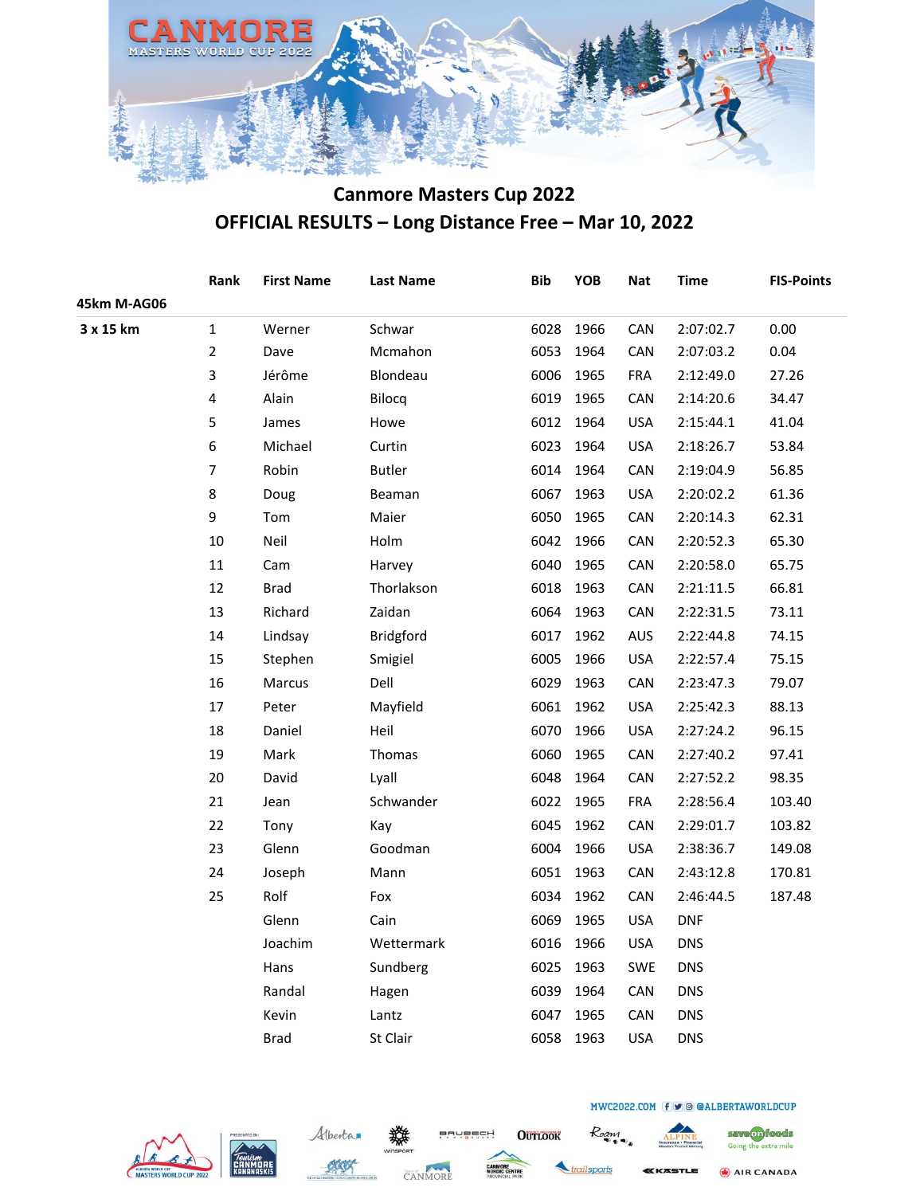## Canmore Masters Cup 2022

## OFFICIAL RESULTS – Long Distance Free – Mar 10, 2022

| | Rank | First Name | Last Name | Bib | YOB | Nat | Time | FIS-Points |
|---|---|---|---|---|---|---|---|---|
| **45km M-AG06** | | | | | | | | |
| **3 x 15 km** | 1 | Werner | Schwar | 6028 | 1966 | CAN | 2:07:02.7 | 0.00 |
| | 2 | Dave | Mcmahon | 6053 | 1964 | CAN | 2:07:03.2 | 0.04 |
| | 3 | Jérôme | Blondeau | 6006 | 1965 | FRA | 2:12:49.0 | 27.26 |
| | 4 | Alain | Bilocq | 6019 | 1965 | CAN | 2:14:20.6 | 34.47 |
| | 5 | James | Howe | 6012 | 1964 | USA | 2:15:44.1 | 41.04 |
| | 6 | Michael | Curtin | 6023 | 1964 | USA | 2:18:26.7 | 53.84 |
| | 7 | Robin | Butler | 6014 | 1964 | CAN | 2:19:04.9 | 56.85 |
| | 8 | Doug | Beaman | 6067 | 1963 | USA | 2:20:02.2 | 61.36 |
| | 9 | Tom | Maier | 6050 | 1965 | CAN | 2:20:14.3 | 62.31 |
| | 10 | Neil | Holm | 6042 | 1966 | CAN | 2:20:52.3 | 65.30 |
| | 11 | Cam | Harvey | 6040 | 1965 | CAN | 2:20:58.0 | 65.75 |
| | 12 | Brad | Thorlakson | 6018 | 1963 | CAN | 2:21:11.5 | 66.81 |
| | 13 | Richard | Zaidan | 6064 | 1963 | CAN | 2:22:31.5 | 73.11 |
| | 14 | Lindsay | Bridgford | 6017 | 1962 | AUS | 2:22:44.8 | 74.15 |
| | 15 | Stephen | Smigiel | 6005 | 1966 | USA | 2:22:57.4 | 75.15 |
| | 16 | Marcus | Dell | 6029 | 1963 | CAN | 2:23:47.3 | 79.07 |
| | 17 | Peter | Mayfield | 6061 | 1962 | USA | 2:25:42.3 | 88.13 |
| | 18 | Daniel | Heil | 6070 | 1966 | USA | 2:27:24.2 | 96.15 |
| | 19 | Mark | Thomas | 6060 | 1965 | CAN | 2:27:40.2 | 97.41 |
| | 20 | David | Lyall | 6048 | 1964 | CAN | 2:27:52.2 | 98.35 |
| | 21 | Jean | Schwander | 6022 | 1965 | FRA | 2:28:56.4 | 103.40 |
| | 22 | Tony | Kay | 6045 | 1962 | CAN | 2:29:01.7 | 103.82 |
| | 23 | Glenn | Goodman | 6004 | 1966 | USA | 2:38:36.7 | 149.08 |
| | 24 | Joseph | Mann | 6051 | 1963 | CAN | 2:43:12.8 | 170.81 |
| | 25 | Rolf | Fox | 6034 | 1962 | CAN | 2:46:44.5 | 187.48 |
| | | Glenn | Cain | 6069 | 1965 | USA | DNF | |
| | | Joachim | Wettermark | 6016 | 1966 | USA | DNS | |
| | | Hans | Sundberg | 6025 | 1963 | SWE | DNS | |
| | | Randal | Hagen | 6039 | 1964 | CAN | DNS | |
| | | Kevin | Lantz | 6047 | 1965 | CAN | DNS | |
| | | Brad | St Clair | 6058 | 1963 | USA | DNS | |

MWC2022.COM @ALBERTAWORLDCUP